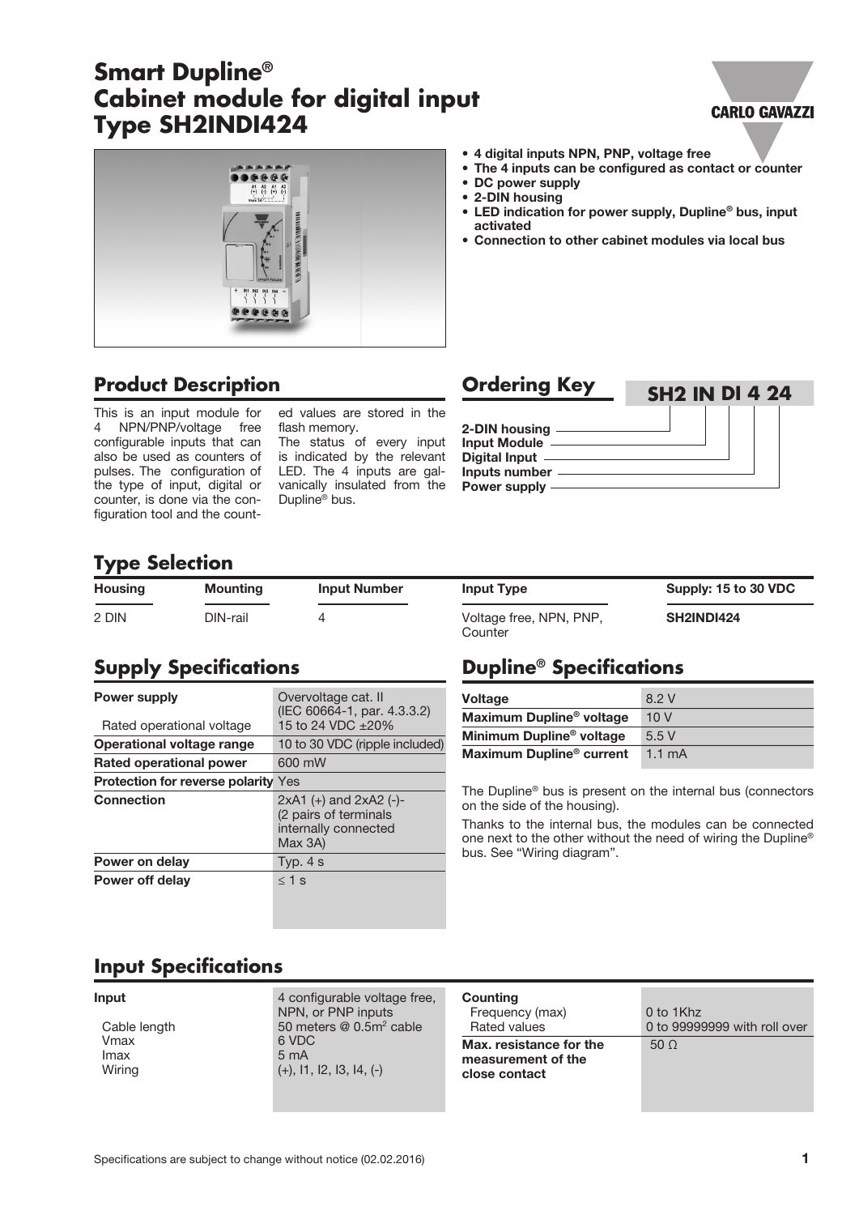# Smart Dupline®
# Cabinet module for digital input
# Type SH2INDI424

- 4 digital inputs NPN, PNP, voltage free
- The 4 inputs can be configured as contact or counter
- DC power supply
- 2-DIN housing
- LED indication for power supply, Dupline® bus, input activated
- Connection to other cabinet modules via local bus

## Product Description

This is an input module for 4 NPN/PNP/voltage free configurable inputs that can also be used as counters of pulses. The configuration of the type of input, digital or counter, is done via the configuration tool and the counted values are stored in the flash memory.
The status of every input is indicated by the relevant LED. The 4 inputs are galvanically insulated from the Dupline® bus.

## Ordering Key

**SH2 IN DI 4 24**

- 2-DIN housing
- Input Module
- Digital Input
- Inputs number
- Power supply

## Type Selection

| Housing | Mounting | Input Number | Input Type | Supply: 15 to 30 VDC |
|---|---|---|---|---|
| 2 DIN | DIN-rail | 4 | Voltage free, NPN, PNP, Counter | SH2INDI424 |

## Supply Specifications

| | |
|---|---|
| **Power supply** | Overvoltage cat. II (IEC 60664-1, par. 4.3.3.2) |
| Rated operational voltage | 15 to 24 VDC ±20% |
| **Operational voltage range** | 10 to 30 VDC (ripple included) |
| **Rated operational power** | 600 mW |
| **Protection for reverse polarity** | Yes |
| **Connection** | 2xA1 (+) and 2xA2 (-)- (2 pairs of terminals internally connected Max 3A) |
| **Power on delay** | Typ. 4 s |
| **Power off delay** | ≤ 1 s |

## Dupline® Specifications

| | |
|---|---|
| **Voltage** | 8.2 V |
| **Maximum Dupline® voltage** | 10 V |
| **Minimum Dupline® voltage** | 5.5 V |
| **Maximum Dupline® current** | 1.1 mA |

The Dupline® bus is present on the internal bus (connectors on the side of the housing).

Thanks to the internal bus, the modules can be connected one next to the other without the need of wiring the Dupline® bus. See "Wiring diagram".

## Input Specifications

| | |
|---|---|
| **Input** | 4 configurable voltage free, NPN, or PNP inputs |
| Cable length | 50 meters @ 0.5m² cable |
| Vmax | 6 VDC |
| Imax | 5 mA |
| Wiring | (+), I1, I2, I3, I4, (-) |

| | |
|---|---|
| **Counting** | |
| Frequency (max) | 0 to 1Khz |
| Rated values | 0 to 99999999 with roll over |
| **Max. resistance for the measurement of the close contact** | 50 Ω |

Specifications are subject to change without notice (02.02.2016)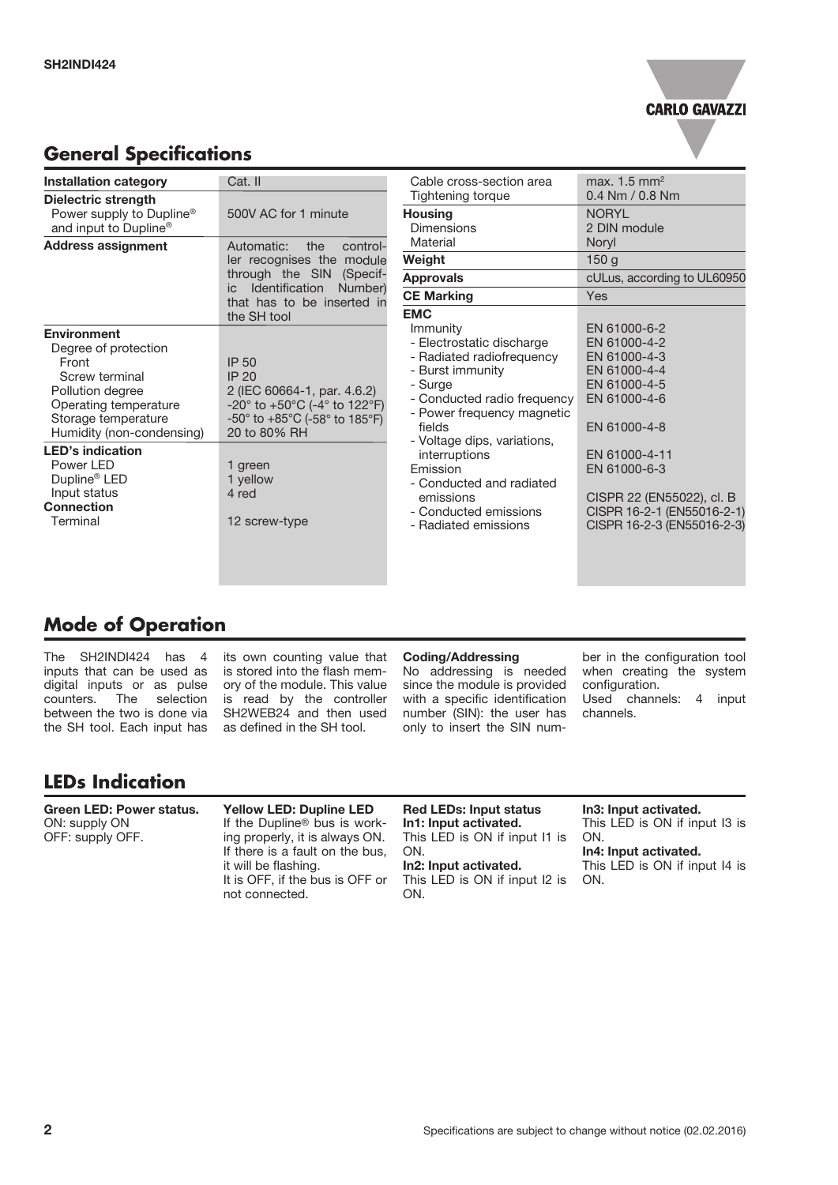## General Specifications

| | |
|---|---|
| **Installation category** | Cat. II |
| **Dielectric strength** | |
| Power supply to Dupline® and input to Dupline® | 500V AC for 1 minute |
| **Address assignment** | Automatic: the controller recognises the module through the SIN (Specific Identification Number) that has to be inserted in the SH tool |
| **Environment** | |
| Degree of protection | |
| Front | IP 50 |
| Screw terminal | IP 20 |
| Pollution degree | 2 (IEC 60664-1, par. 4.6.2) |
| Operating temperature | -20° to +50°C (-4° to 122°F) |
| Storage temperature | -50° to +85°C (-58° to 185°F) |
| Humidity (non-condensing) | 20 to 80% RH |
| **LED's indication** | |
| Power LED | 1 green |
| Dupline® LED | 1 yellow |
| Input status | 4 red |
| **Connection** | |
| Terminal | 12 screw-type |
| Cable cross-section area | max. 1.5 mm² |
| Tightening torque | 0.4 Nm / 0.8 Nm |
| **Housing** | NORYL |
| Dimensions | 2 DIN module |
| Material | Noryl |
| **Weight** | 150 g |
| **Approvals** | cULus, according to UL60950 |
| **CE Marking** | Yes |
| **EMC** | |
| Immunity | EN 61000-6-2 |
| - Electrostatic discharge | EN 61000-4-2 |
| - Radiated radiofrequency | EN 61000-4-3 |
| - Burst immunity | EN 61000-4-4 |
| - Surge | EN 61000-4-5 |
| - Conducted radio frequency | EN 61000-4-6 |
| - Power frequency magnetic fields | EN 61000-4-8 |
| - Voltage dips, variations, interruptions | EN 61000-4-11 |
| Emission | EN 61000-6-3 |
| - Conducted and radiated emissions | CISPR 22 (EN55022), cl. B |
| - Conducted emissions | CISPR 16-2-1 (EN55016-2-1) |
| - Radiated emissions | CISPR 16-2-3 (EN55016-2-3) |

## Mode of Operation

The SH2INDI424 has 4 inputs that can be used as digital inputs or as pulse counters. The selection between the two is done via the SH tool. Each input has its own counting value that is stored into the flash memory of the module. This value is read by the controller SH2WEB24 and then used as defined in the SH tool.

**Coding/Addressing**
No addressing is needed since the module is provided with a specific identification number (SIN): the user has only to insert the SIN number in the configuration tool when creating the system configuration.
Used channels: 4 input channels.

## LEDs Indication

**Green LED: Power status.**
ON: supply ON
OFF: supply OFF.

**Yellow LED: Dupline LED**
If the Dupline® bus is working properly, it is always ON. If there is a fault on the bus, it will be flashing.
It is OFF, if the bus is OFF or not connected.

**Red LEDs: Input status**

**In1: Input activated.**
This LED is ON if input I1 is ON.

**In2: Input activated.**
This LED is ON if input I2 is ON.

**In3: Input activated.**
This LED is ON if input I3 is ON.

**In4: Input activated.**
This LED is ON if input I4 is ON.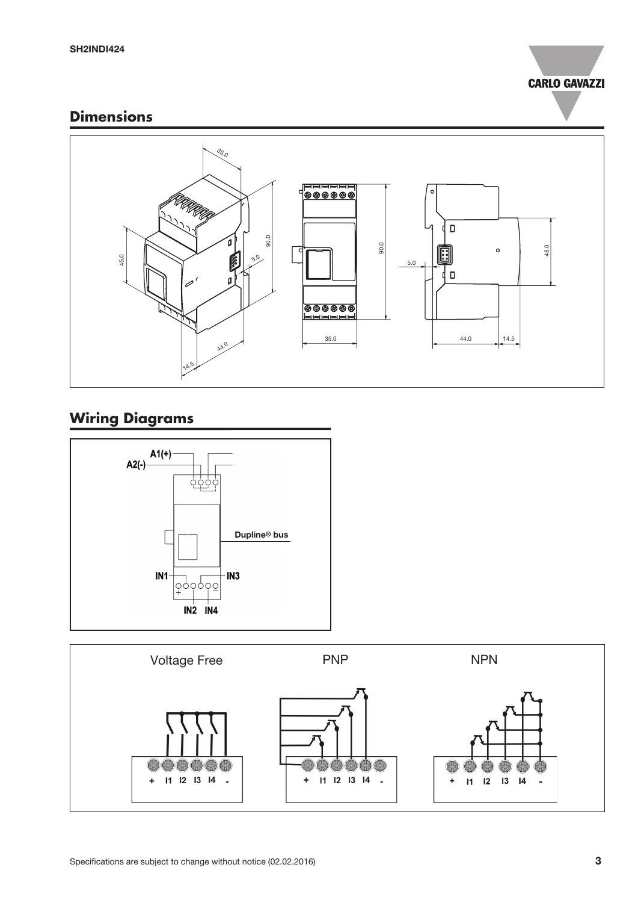## Dimensions

35.0

90.0

45.0

5.0

44.0

14.5

90.0

35.0

5.0

45.0

44.0

14.5

## Wiring Diagrams

A1(+)

A2(-)

Dupline® bus

IN1

IN3

IN2 IN4

Voltage Free

PNP

NPN

+ I1 I2 I3 I4 -

+ I1 I2 I3 I4 -

+ I1 I2 I3 I4 -

Specifications are subject to change without notice (02.02.2016)